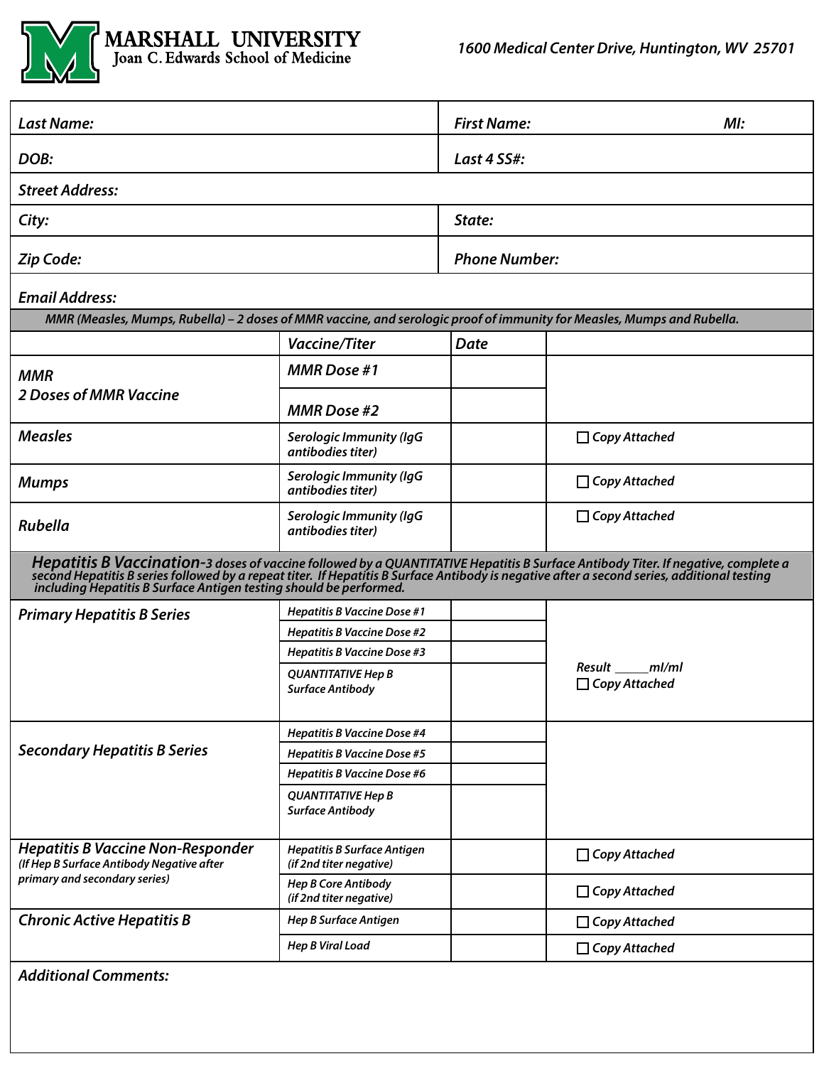# MARSHALL UNIVERSITY
Joan C. Edwards School of Medicine

*1600 Medical Center Drive, Huntington, WV 25701*

| | | |
|---|---|---|
| ***Last Name:*** | ***First Name:*** | ***MI:*** |
| ***DOB:*** | ***Last 4 SS#:*** | |
| ***Street Address:*** | | |
| ***City:*** | ***State:*** | |
| ***Zip Code:*** | ***Phone Number:*** | |
| ***Email Address:*** | | |

***MMR (Measles, Mumps, Rubella) – 2 doses of MMR vaccine, and serologic proof of immunity for Measles, Mumps and Rubella.***

| | ***Vaccine/Titer*** | ***Date*** | |
|---|---|---|---|
| ***MMR 2 Doses of MMR Vaccine*** | ***MMR Dose #1*** | | |
| | ***MMR Dose #2*** | | |
| ***Measles*** | ***Serologic Immunity (IgG antibodies titer)*** | | ☐ ***Copy Attached*** |
| ***Mumps*** | ***Serologic Immunity (IgG antibodies titer)*** | | ☐ ***Copy Attached*** |
| ***Rubella*** | ***Serologic Immunity (IgG antibodies titer)*** | | ☐ ***Copy Attached*** |

***Hepatitis B Vaccination-3 doses of vaccine followed by a QUANTITATIVE Hepatitis B Surface Antibody Titer. If negative, complete a second Hepatitis B series followed by a repeat titer. If Hepatitis B Surface Antibody is negative after a second series, additional testing including Hepatitis B Surface Antigen testing should be performed.***

| | | | |
|---|---|---|---|
| ***Primary Hepatitis B Series*** | ***Hepatitis B Vaccine Dose #1*** | | |
| | ***Hepatitis B Vaccine Dose #2*** | | |
| | ***Hepatitis B Vaccine Dose #3*** | | |
| | ***QUANTITATIVE Hep B Surface Antibody*** | | ***Result _____ml/ml*** ☐ ***Copy Attached*** |
| ***Secondary Hepatitis B Series*** | ***Hepatitis B Vaccine Dose #4*** | | |
| | ***Hepatitis B Vaccine Dose #5*** | | |
| | ***Hepatitis B Vaccine Dose #6*** | | |
| | ***QUANTITATIVE Hep B Surface Antibody*** | | |
| ***Hepatitis B Vaccine Non-Responder*** *(If Hep B Surface Antibody Negative after primary and secondary series)* | ***Hepatitis B Surface Antigen (if 2nd titer negative)*** | | ☐ ***Copy Attached*** |
| | ***Hep B Core Antibody (if 2nd titer negative)*** | | ☐ ***Copy Attached*** |
| ***Chronic Active Hepatitis B*** | ***Hep B Surface Antigen*** | | ☐ ***Copy Attached*** |
| | ***Hep B Viral Load*** | | ☐ ***Copy Attached*** |

***Additional Comments:***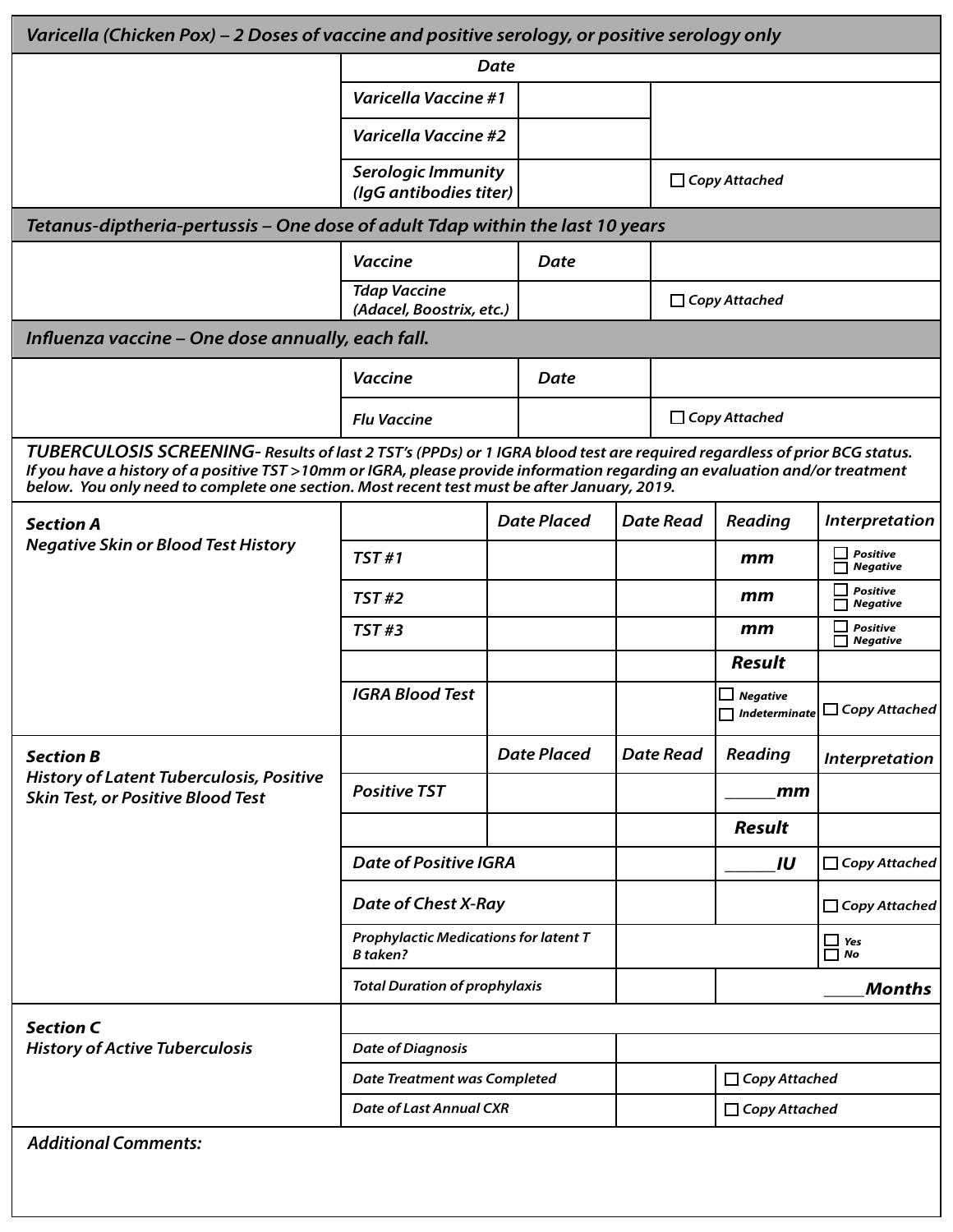## *Varicella (Chicken Pox) – 2 Doses of vaccine and positive serology, or positive serology only*

| | | Date | |
|---|---|---|---|
| | *Varicella Vaccine #1* | | |
| | *Varicella Vaccine #2* | | |
| | *Serologic Immunity (IgG antibodies titer)* | | ☐ *Copy Attached* |

## *Tetanus-diptheria-pertussis – One dose of adult Tdap within the last 10 years*

| | Vaccine | Date | |
|---|---|---|---|
| | *Tdap Vaccine (Adacel, Boostrix, etc.)* | | ☐ *Copy Attached* |

## *Influenza vaccine – One dose annually, each fall.*

| | Vaccine | Date | |
|---|---|---|---|
| | *Flu Vaccine* | | ☐ *Copy Attached* |

## *TUBERCULOSIS SCREENING*

*- Results of last 2 TST's (PPDs) or 1 IGRA blood test are required regardless of prior BCG status. If you have a history of a positive TST >10mm or IGRA, please provide information regarding an evaluation and/or treatment below. You only need to complete one section. Most recent test must be after January, 2019.*

| **Section A** *Negative Skin or Blood Test History* | | Date Placed | Date Read | Reading | Interpretation |
|---|---|---|---|---|---|
| | *TST #1* | | | mm | ☐ Positive ☐ Negative |
| | *TST #2* | | | mm | ☐ Positive ☐ Negative |
| | *TST #3* | | | mm | ☐ Positive ☐ Negative |
| | | | | **Result** | |
| | *IGRA Blood Test* | | | ☐ Negative ☐ Indeterminate | ☐ Copy Attached |

| **Section B** *History of Latent Tuberculosis, Positive Skin Test, or Positive Blood Test* | | Date Placed | Date Read | Reading | Interpretation |
|---|---|---|---|---|---|
| | *Positive TST* | | | ______mm | |
| | | | | **Result** | |
| | *Date of Positive IGRA* | | | ______IU | ☐ Copy Attached |
| | *Date of Chest X-Ray* | | | | ☐ Copy Attached |
| | *Prophylactic Medications for latent T B taken?* | | | | ☐ Yes ☐ No |
| | *Total Duration of prophylaxis* | | | | _____Months |

| **Section C** *History of Active Tuberculosis* | | | |
|---|---|---|---|
| | *Date of Diagnosis* | | |
| | *Date Treatment was Completed* | | ☐ Copy Attached |
| | *Date of Last Annual CXR* | | ☐ Copy Attached |

*Additional Comments:*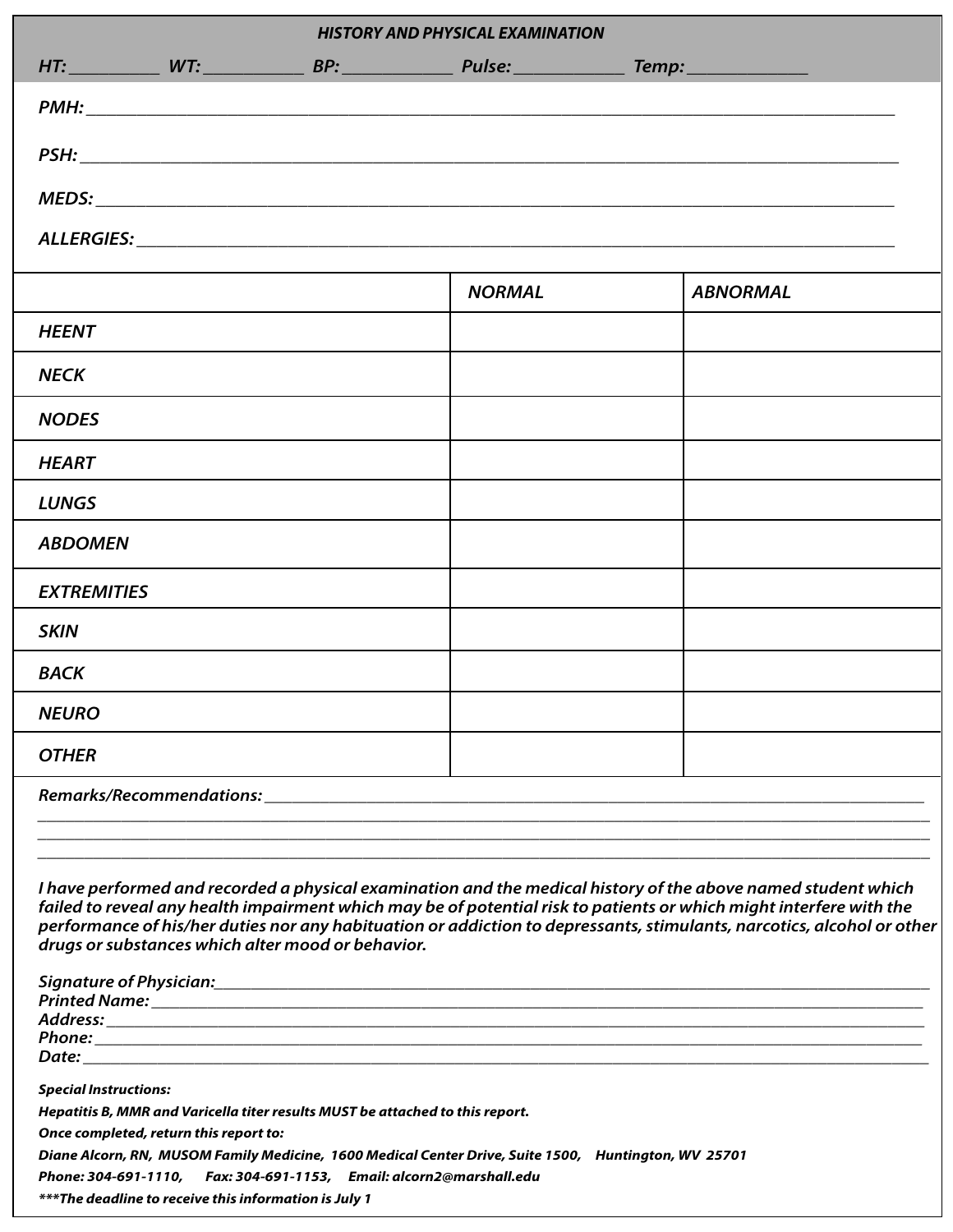## *HISTORY AND PHYSICAL EXAMINATION*

*HT:* __________ *WT:* ___________ *BP:* ____________ *Pulse:* ____________ *Temp:* _____________

*PMH:* ____________________________________________________________________________________________

*PSH:* ____________________________________________________________________________________________

*MEDS:* ___________________________________________________________________________________________

*ALLERGIES:* ______________________________________________________________________________________

| | *NORMAL* | *ABNORMAL* |
|---|---|---|
| *HEENT* | | |
| *NECK* | | |
| *NODES* | | |
| *HEART* | | |
| *LUNGS* | | |
| *ABDOMEN* | | |
| *EXTREMITIES* | | |
| *SKIN* | | |
| *BACK* | | |
| *NEURO* | | |
| *OTHER* | | |

*Remarks/Recommendations:* ________________________________________________________________________
____________________________________________________________________________________________________
____________________________________________________________________________________________________
____________________________________________________________________________________________________

***I have performed and recorded a physical examination and the medical history of the above named student which failed to reveal any health impairment which may be of potential risk to patients or which might interfere with the performance of his/her duties nor any habituation or addiction to depressants, stimulants, narcotics, alcohol or other drugs or substances which alter mood or behavior.***

*Signature of Physician:* __________________________________________________________________________
*Printed Name:* _________________________________________________________________________________
*Address:* ______________________________________________________________________________________
*Phone:* _______________________________________________________________________________________
*Date:* ________________________________________________________________________________________

***Special Instructions:***

***Hepatitis B, MMR and Varicella titer results MUST be attached to this report.***

***Once completed, return this report to:***

***Diane Alcorn, RN, MUSOM Family Medicine, 1600 Medical Center Drive, Suite 1500, Huntington, WV 25701***

***Phone: 304-691-1110, Fax: 304-691-1153, Email: alcorn2@marshall.edu***

****** The deadline to receive this information is July 1***